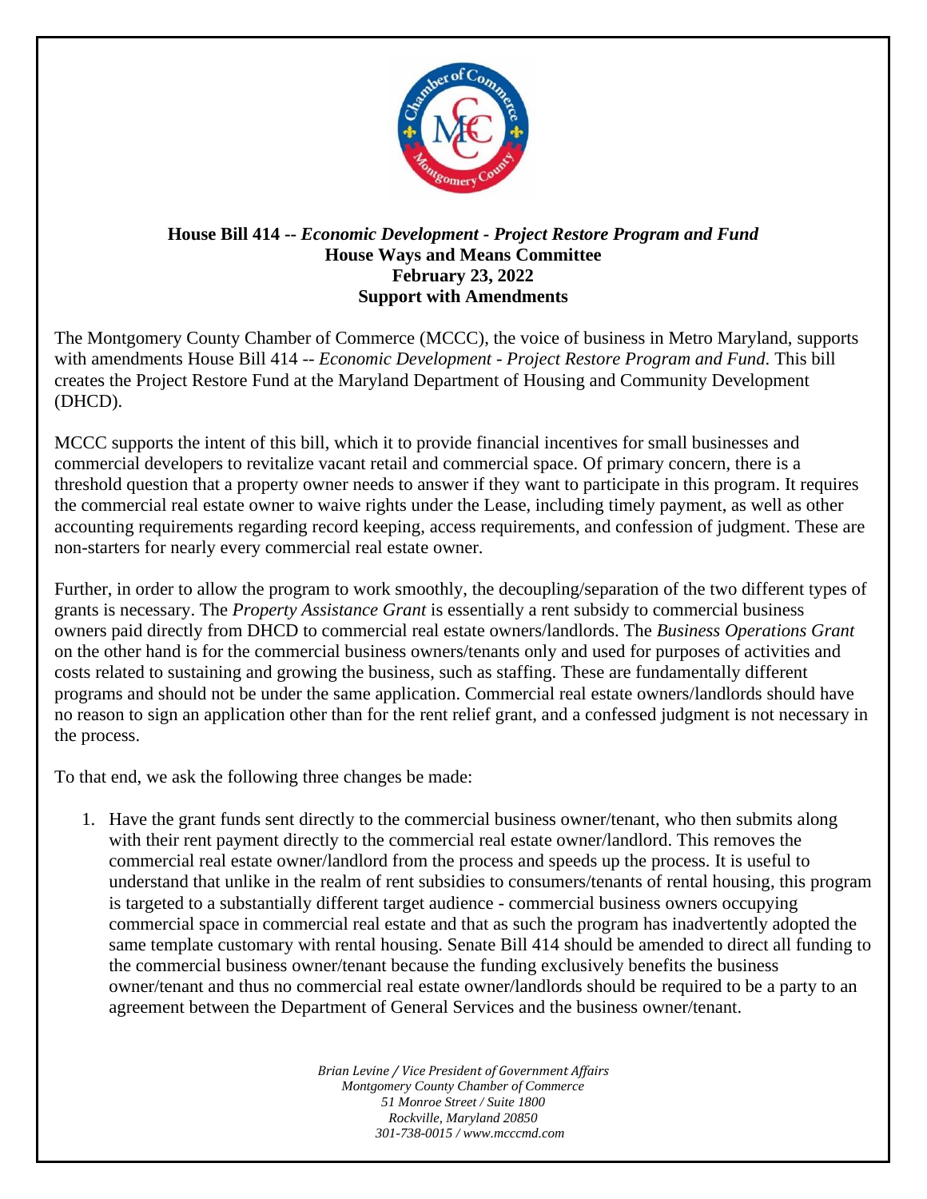**House Bill 414 --** ***Economic Development - Project Restore Program and Fund***
**House Ways and Means Committee**
**February 23, 2022**
**Support with Amendments**

The Montgomery County Chamber of Commerce (MCCC), the voice of business in Metro Maryland, supports with amendments House Bill 414 -- *Economic Development - Project Restore Program and Fund*. This bill creates the Project Restore Fund at the Maryland Department of Housing and Community Development (DHCD).

MCCC supports the intent of this bill, which it to provide financial incentives for small businesses and commercial developers to revitalize vacant retail and commercial space. Of primary concern, there is a threshold question that a property owner needs to answer if they want to participate in this program. It requires the commercial real estate owner to waive rights under the Lease, including timely payment, as well as other accounting requirements regarding record keeping, access requirements, and confession of judgment. These are non-starters for nearly every commercial real estate owner.

Further, in order to allow the program to work smoothly, the decoupling/separation of the two different types of grants is necessary. The *Property Assistance Grant* is essentially a rent subsidy to commercial business owners paid directly from DHCD to commercial real estate owners/landlords. The *Business Operations Grant* on the other hand is for the commercial business owners/tenants only and used for purposes of activities and costs related to sustaining and growing the business, such as staffing. These are fundamentally different programs and should not be under the same application. Commercial real estate owners/landlords should have no reason to sign an application other than for the rent relief grant, and a confessed judgment is not necessary in the process.

To that end, we ask the following three changes be made:

1. Have the grant funds sent directly to the commercial business owner/tenant, who then submits along with their rent payment directly to the commercial real estate owner/landlord. This removes the commercial real estate owner/landlord from the process and speeds up the process. It is useful to understand that unlike in the realm of rent subsidies to consumers/tenants of rental housing, this program is targeted to a substantially different target audience - commercial business owners occupying commercial space in commercial real estate and that as such the program has inadvertently adopted the same template customary with rental housing. Senate Bill 414 should be amended to direct all funding to the commercial business owner/tenant because the funding exclusively benefits the business owner/tenant and thus no commercial real estate owner/landlords should be required to be a party to an agreement between the Department of General Services and the business owner/tenant.

*Brian Levine / Vice President of Government Affairs*
*Montgomery County Chamber of Commerce*
*51 Monroe Street / Suite 1800*
*Rockville, Maryland 20850*
*301-738-0015 / www.mcccmd.com*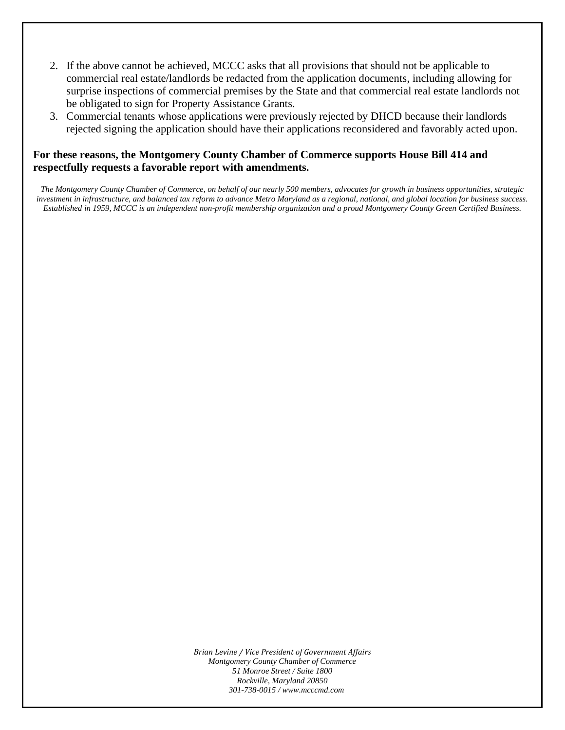2. If the above cannot be achieved, MCCC asks that all provisions that should not be applicable to commercial real estate/landlords be redacted from the application documents, including allowing for surprise inspections of commercial premises by the State and that commercial real estate landlords not be obligated to sign for Property Assistance Grants.
3. Commercial tenants whose applications were previously rejected by DHCD because their landlords rejected signing the application should have their applications reconsidered and favorably acted upon.

**For these reasons, the Montgomery County Chamber of Commerce supports House Bill 414 and respectfully requests a favorable report with amendments.**

*The Montgomery County Chamber of Commerce, on behalf of our nearly 500 members, advocates for growth in business opportunities, strategic investment in infrastructure, and balanced tax reform to advance Metro Maryland as a regional, national, and global location for business success. Established in 1959, MCCC is an independent non-profit membership organization and a proud Montgomery County Green Certified Business.*

*Brian Levine / Vice President of Government Affairs*
*Montgomery County Chamber of Commerce*
*51 Monroe Street / Suite 1800*
*Rockville, Maryland 20850*
*301-738-0015 / www.mcccmd.com*